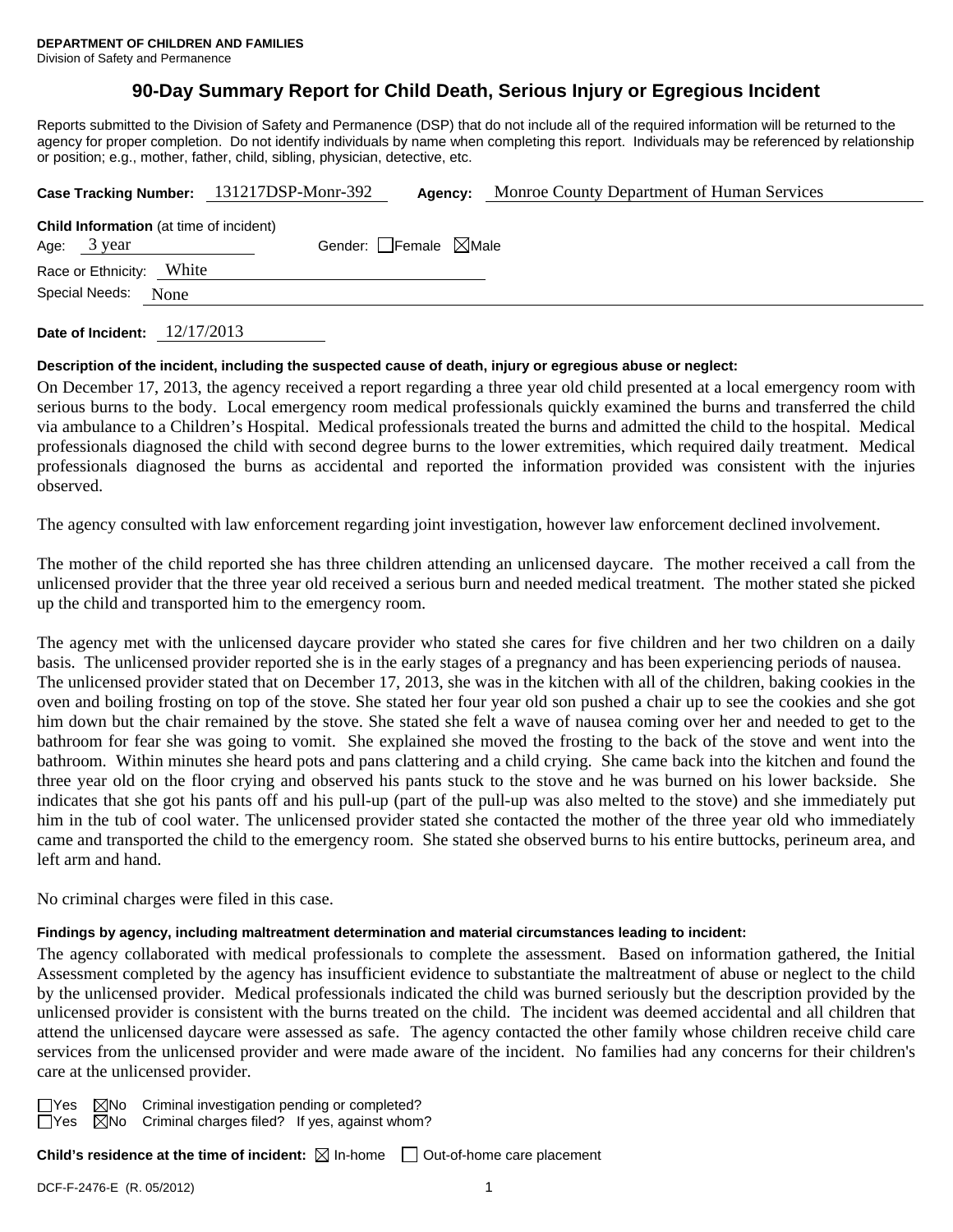**DEPARTMENT OF CHILDREN AND FAMILIES**
Division of Safety and Permanence

# 90-Day Summary Report for Child Death, Serious Injury or Egregious Incident

Reports submitted to the Division of Safety and Permanence (DSP) that do not include all of the required information will be returned to the agency for proper completion. Do not identify individuals by name when completing this report. Individuals may be referenced by relationship or position; e.g., mother, father, child, sibling, physician, detective, etc.

**Case Tracking Number:** 131217DSP-Monr-392 **Agency:** Monroe County Department of Human Services

**Child Information** (at time of incident)
Age: 3 year Gender: ☐Female ☒Male
Race or Ethnicity: White
Special Needs: None

**Date of Incident:** 12/17/2013

**Description of the incident, including the suspected cause of death, injury or egregious abuse or neglect:**

On December 17, 2013, the agency received a report regarding a three year old child presented at a local emergency room with serious burns to the body. Local emergency room medical professionals quickly examined the burns and transferred the child via ambulance to a Children's Hospital. Medical professionals treated the burns and admitted the child to the hospital. Medical professionals diagnosed the child with second degree burns to the lower extremities, which required daily treatment. Medical professionals diagnosed the burns as accidental and reported the information provided was consistent with the injuries observed.

The agency consulted with law enforcement regarding joint investigation, however law enforcement declined involvement.

The mother of the child reported she has three children attending an unlicensed daycare. The mother received a call from the unlicensed provider that the three year old received a serious burn and needed medical treatment. The mother stated she picked up the child and transported him to the emergency room.

The agency met with the unlicensed daycare provider who stated she cares for five children and her two children on a daily basis. The unlicensed provider reported she is in the early stages of a pregnancy and has been experiencing periods of nausea. The unlicensed provider stated that on December 17, 2013, she was in the kitchen with all of the children, baking cookies in the oven and boiling frosting on top of the stove. She stated her four year old son pushed a chair up to see the cookies and she got him down but the chair remained by the stove. She stated she felt a wave of nausea coming over her and needed to get to the bathroom for fear she was going to vomit. She explained she moved the frosting to the back of the stove and went into the bathroom. Within minutes she heard pots and pans clattering and a child crying. She came back into the kitchen and found the three year old on the floor crying and observed his pants stuck to the stove and he was burned on his lower backside. She indicates that she got his pants off and his pull-up (part of the pull-up was also melted to the stove) and she immediately put him in the tub of cool water. The unlicensed provider stated she contacted the mother of the three year old who immediately came and transported the child to the emergency room. She stated she observed burns to his entire buttocks, perineum area, and left arm and hand.

No criminal charges were filed in this case.

**Findings by agency, including maltreatment determination and material circumstances leading to incident:**

The agency collaborated with medical professionals to complete the assessment. Based on information gathered, the Initial Assessment completed by the agency has insufficient evidence to substantiate the maltreatment of abuse or neglect to the child by the unlicensed provider. Medical professionals indicated the child was burned seriously but the description provided by the unlicensed provider is consistent with the burns treated on the child. The incident was deemed accidental and all children that attend the unlicensed daycare were assessed as safe. The agency contacted the other family whose children receive child care services from the unlicensed provider and were made aware of the incident. No families had any concerns for their children's care at the unlicensed provider.

☐Yes ☒No Criminal investigation pending or completed?
☐Yes ☒No Criminal charges filed? If yes, against whom?

**Child's residence at the time of incident:** ☒ In-home ☐ Out-of-home care placement

DCF-F-2476-E (R. 05/2012)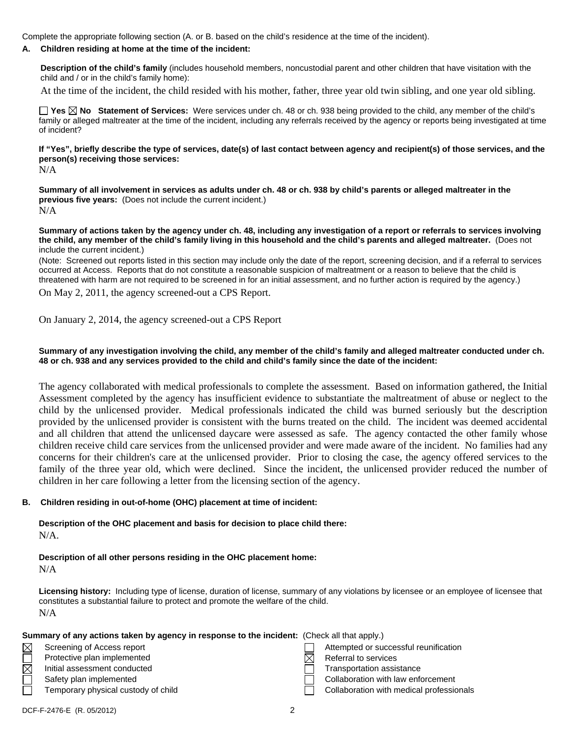Complete the appropriate following section (A. or B. based on the child's residence at the time of the incident).

**A. Children residing at home at the time of the incident:**

**Description of the child's family** (includes household members, noncustodial parent and other children that have visitation with the child and / or in the child's family home):

At the time of the incident, the child resided with his mother, father, three year old twin sibling, and one year old sibling.

☐ **Yes** ☒ **No** **Statement of Services:** Were services under ch. 48 or ch. 938 being provided to the child, any member of the child's family or alleged maltreater at the time of the incident, including any referrals received by the agency or reports being investigated at time of incident?

**If "Yes", briefly describe the type of services, date(s) of last contact between agency and recipient(s) of those services, and the person(s) receiving those services:**

N/A

**Summary of all involvement in services as adults under ch. 48 or ch. 938 by child's parents or alleged maltreater in the previous five years:** (Does not include the current incident.)

N/A

**Summary of actions taken by the agency under ch. 48, including any investigation of a report or referrals to services involving the child, any member of the child's family living in this household and the child's parents and alleged maltreater.** (Does not include the current incident.)

(Note: Screened out reports listed in this section may include only the date of the report, screening decision, and if a referral to services occurred at Access. Reports that do not constitute a reasonable suspicion of maltreatment or a reason to believe that the child is threatened with harm are not required to be screened in for an initial assessment, and no further action is required by the agency.)

On May 2, 2011, the agency screened-out a CPS Report.

On January 2, 2014, the agency screened-out a CPS Report

**Summary of any investigation involving the child, any member of the child's family and alleged maltreater conducted under ch. 48 or ch. 938 and any services provided to the child and child's family since the date of the incident:**

The agency collaborated with medical professionals to complete the assessment. Based on information gathered, the Initial Assessment completed by the agency has insufficient evidence to substantiate the maltreatment of abuse or neglect to the child by the unlicensed provider. Medical professionals indicated the child was burned seriously but the description provided by the unlicensed provider is consistent with the burns treated on the child. The incident was deemed accidental and all children that attend the unlicensed daycare were assessed as safe. The agency contacted the other family whose children receive child care services from the unlicensed provider and were made aware of the incident. No families had any concerns for their children's care at the unlicensed provider. Prior to closing the case, the agency offered services to the family of the three year old, which were declined. Since the incident, the unlicensed provider reduced the number of children in her care following a letter from the licensing section of the agency.

**B. Children residing in out-of-home (OHC) placement at time of incident:**

**Description of the OHC placement and basis for decision to place child there:**

N/A.

**Description of all other persons residing in the OHC placement home:**

N/A

**Licensing history:** Including type of license, duration of license, summary of any violations by licensee or an employee of licensee that constitutes a substantial failure to protect and promote the welfare of the child.

N/A

**Summary of any actions taken by agency in response to the incident:** (Check all that apply.)

- ☒ Screening of Access report
- ☐ Protective plan implemented
- ☒ Initial assessment conducted
- ☐ Safety plan implemented
- ☐ Temporary physical custody of child
- ☐ Attempted or successful reunification
- ☒ Referral to services
- ☐ Transportation assistance
- ☐ Collaboration with law enforcement
- ☐ Collaboration with medical professionals

DCF-F-2476-E (R. 05/2012)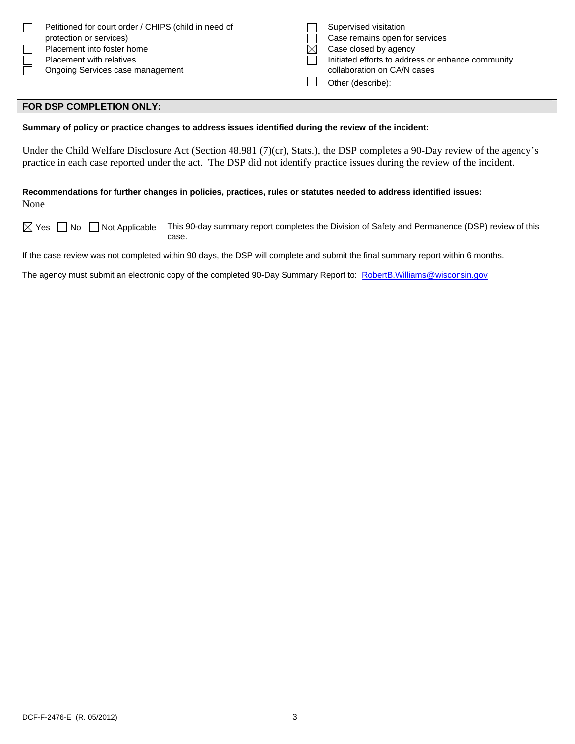- ☐ Petitioned for court order / CHIPS (child in need of protection or services)
- ☐ Placement into foster home
- ☐ Placement with relatives
- ☐ Ongoing Services case management
- ☐ Supervised visitation
- ☐ Case remains open for services
- ☒ Case closed by agency
- ☐ Initiated efforts to address or enhance community collaboration on CA/N cases
- ☐ Other (describe):

## FOR DSP COMPLETION ONLY:

**Summary of policy or practice changes to address issues identified during the review of the incident:**

Under the Child Welfare Disclosure Act (Section 48.981 (7)(cr), Stats.), the DSP completes a 90-Day review of the agency's practice in each case reported under the act. The DSP did not identify practice issues during the review of the incident.

**Recommendations for further changes in policies, practices, rules or statutes needed to address identified issues:**

None

☒ Yes ☐ No ☐ Not Applicable This 90-day summary report completes the Division of Safety and Permanence (DSP) review of this case.

If the case review was not completed within 90 days, the DSP will complete and submit the final summary report within 6 months.

The agency must submit an electronic copy of the completed 90-Day Summary Report to: RobertB.Williams@wisconsin.gov

DCF-F-2476-E (R. 05/2012)